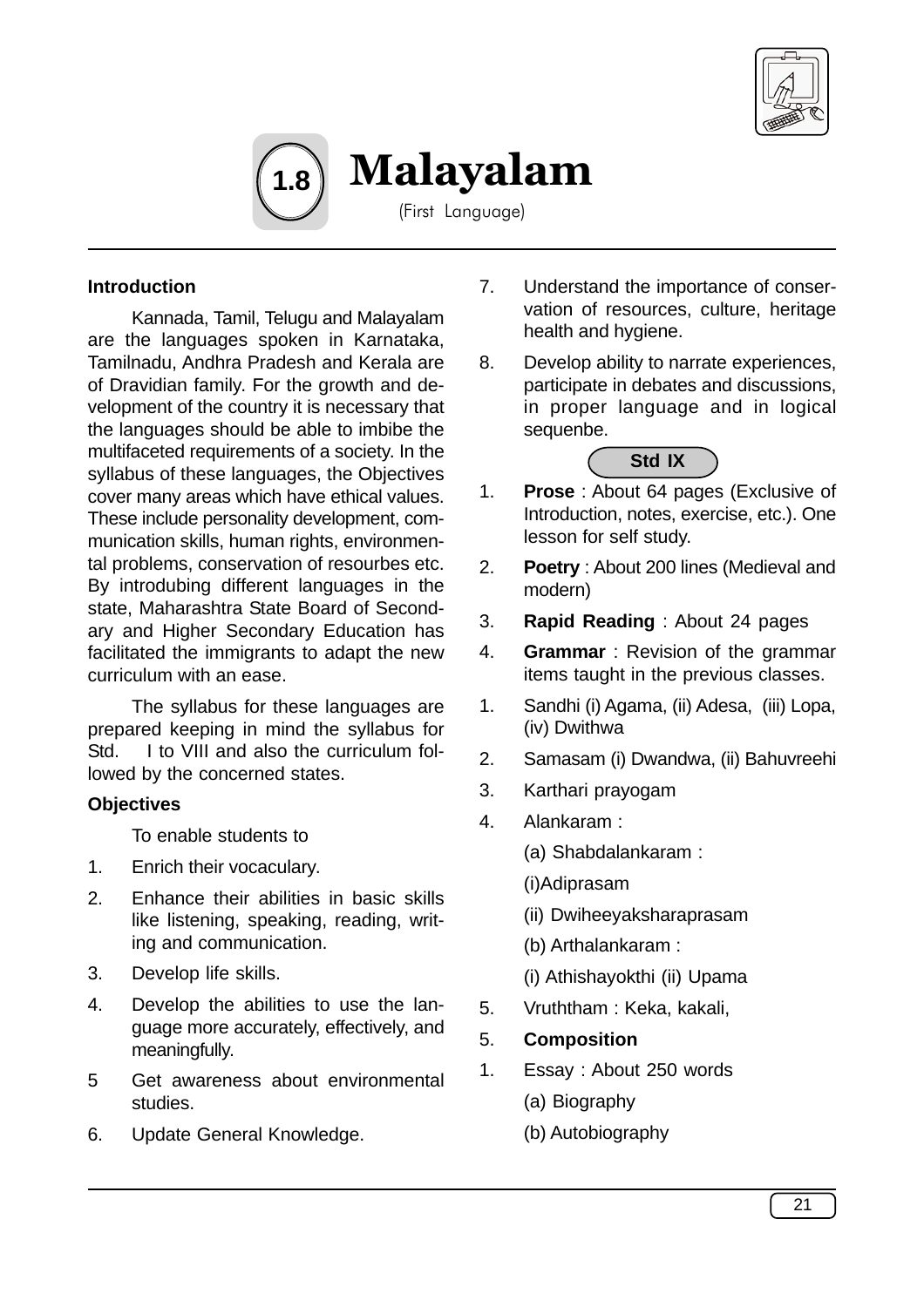# 1.8 Malayalam

(First Language)

**Introduction**

Kannada, Tamil, Telugu and Malayalam are the languages spoken in Karnataka, Tamilnadu, Andhra Pradesh and Kerala are of Dravidian family. For the growth and development of the country it is necessary that the languages should be able to imbibe the multifaceted requirements of a society. In the syllabus of these languages, the Objectives cover many areas which have ethical values. These include personality development, communication skills, human rights, environmental problems, conservation of resourbes etc. By introdubing different languages in the state, Maharashtra State Board of Secondary and Higher Secondary Education has facilitated the immigrants to adapt the new curriculum with an ease.

The syllabus for these languages are prepared keeping in mind the syllabus for Std. I to VIII and also the curriculum followed by the concerned states.

**Objectives**

To enable students to

1. Enrich their vocaculary.
2. Enhance their abilities in basic skills like listening, speaking, reading, writing and communication.
3. Develop life skills.
4. Develop the abilities to use the language more accurately, effectively, and meaningfully.
5 Get awareness about environmental studies.
6. Update General Knowledge.
7. Understand the importance of conservation of resources, culture, heritage health and hygiene.
8. Develop ability to narrate experiences, participate in debates and discussions, in proper language and in logical sequenbe.

**Std IX**

1. **Prose** : About 64 pages (Exclusive of Introduction, notes, exercise, etc.). One lesson for self study.
2. **Poetry** : About 200 lines (Medieval and modern)
3. **Rapid Reading** : About 24 pages
4. **Grammar** : Revision of the grammar items taught in the previous classes.

1. Sandhi (i) Agama, (ii) Adesa, (iii) Lopa, (iv) Dwithwa
2. Samasam (i) Dwandwa, (ii) Bahuvreehi
3. Karthari prayogam
4. Alankaram :

   (a) Shabdalankaram :

   (i)Adiprasam

   (ii) Dwiheeyaksharaprasam

   (b) Arthalankaram :

   (i) Athishayokthi (ii) Upama
5. Vruththam : Keka, kakali,

5. **Composition**

1. Essay : About 250 words

   (a) Biography

   (b) Autobiography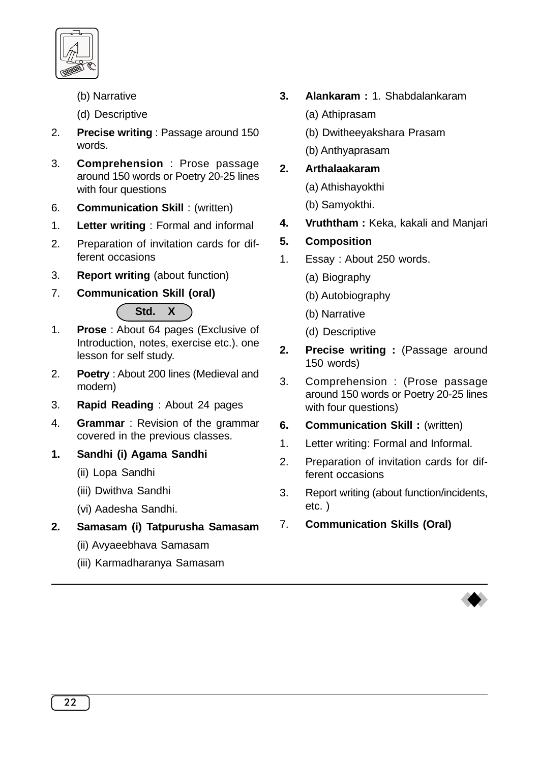(b) Narrative

(d) Descriptive

2. **Precise writing** : Passage around 150 words.

3. **Comprehension** : Prose passage around 150 words or Poetry 20-25 lines with four questions

6. **Communication Skill** : (written)

1. **Letter writing** : Formal and informal

2. Preparation of invitation cards for different occasions

3. **Report writing** (about function)

7. **Communication Skill (oral)**

**Std. X**

1. **Prose** : About 64 pages (Exclusive of Introduction, notes, exercise etc.). one lesson for self study.

2. **Poetry** : About 200 lines (Medieval and modern)

3. **Rapid Reading** : About 24 pages

4. **Grammar** : Revision of the grammar covered in the previous classes.

**1. Sandhi (i) Agama Sandhi**

(ii) Lopa Sandhi

(iii) Dwithva Sandhi

(vi) Aadesha Sandhi.

**2. Samasam (i) Tatpurusha Samasam**

(ii) Avyaeebhava Samasam

(iii) Karmadharanya Samasam

**3. Alankaram :** 1. Shabdalankaram

(a) Athiprasam

(b) Dwitheeyakshara Prasam

(b) Anthyaprasam

**2. Arthalaakaram**

(a) Athishayokthi

(b) Samyokthi.

**4. Vruththam :** Keka, kakali and Manjari

**5. Composition**

1. Essay : About 250 words.

(a) Biography

(b) Autobiography

(b) Narrative

(d) Descriptive

**2. Precise writing :** (Passage around 150 words)

3. Comprehension : (Prose passage around 150 words or Poetry 20-25 lines with four questions)

**6. Communication Skill :** (written)

1. Letter writing: Formal and Informal.

2. Preparation of invitation cards for different occasions

3. Report writing (about function/incidents, etc. )

7. **Communication Skills (Oral)**